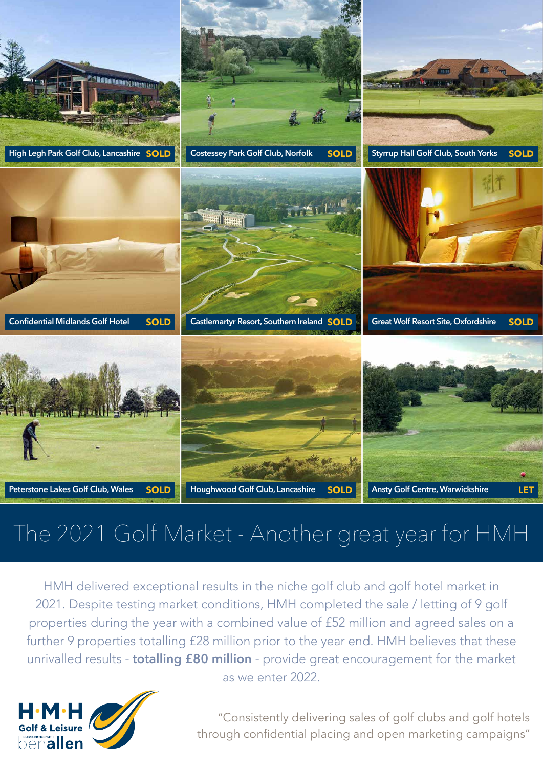High Legh Park Golf Club, Lancashire **SOLD**

Costessey Park Golf Club, Norfolk **SOLD**

Styrrup Hall Golf Club, South Yorks **SOLD**

Confidential Midlands Golf Hotel **SOLD**

Castlemartyr Resort, Southern Ireland **SOLD**

Great Wolf Resort Site, Oxfordshire **SOLD**

Peterstone Lakes Golf Club, Wales **SOLD**

Houghwood Golf Club, Lancashire **SOLD**

Ansty Golf Centre, Warwickshire **LET**

# The 2021 Golf Market - Another great year for HMH

HMH delivered exceptional results in the niche golf club and golf hotel market in 2021. Despite testing market conditions, HMH completed the sale / letting of 9 golf properties during the year with a combined value of £52 million and agreed sales on a further 9 properties totalling £28 million prior to the year end. HMH believes that these unrivalled results - **totalling £80 million** - provide great encouragement for the market as we enter 2022.

H·M·H Golf & Leisure in association with benallen

"Consistently delivering sales of golf clubs and golf hotels through confidential placing and open marketing campaigns"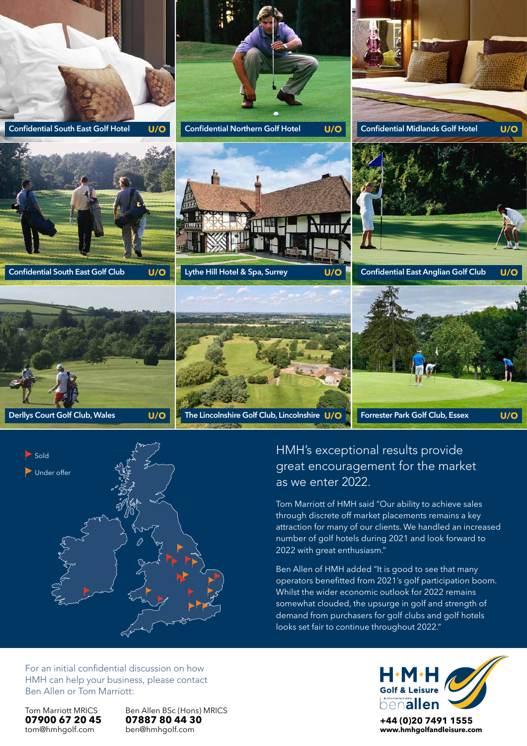Confidential South East Golf Hotel U/O

Confidential Northern Golf Hotel U/O

Confidential Midlands Golf Hotel U/O

Confidential South East Golf Club U/O

Lythe Hill Hotel & Spa, Surrey U/O

Confidential East Anglian Golf Club U/O

Derllys Court Golf Club, Wales U/O

The Lincolnshire Golf Club, Lincolnshire U/O

Forrester Park Golf Club, Essex U/O

Sold

Under offer

## HMH's exceptional results provide great encouragement for the market as we enter 2022.

Tom Marriott of HMH said "Our ability to achieve sales through discrete off market placements remains a key attraction for many of our clients. We handled an increased number of golf hotels during 2021 and look forward to 2022 with great enthusiasm."

Ben Allen of HMH added "It is good to see that many operators benefitted from 2021's golf participation boom. Whilst the wider economic outlook for 2022 remains somewhat clouded, the upsurge in golf and strength of demand from purchasers for golf clubs and golf hotels looks set fair to continue throughout 2022."

For an initial confidential discussion on how HMH can help your business, please contact Ben Allen or Tom Marriott:

Tom Marriott MRICS
**07900 67 20 45**
tom@hmhgolf.com

Ben Allen BSc (Hons) MRICS
**07887 80 44 30**
ben@hmhgolf.com

H·M·H Golf & Leisure in association with benallen

**+44 (0)20 7491 1555**
**www.hmhgolfandleisure.com**